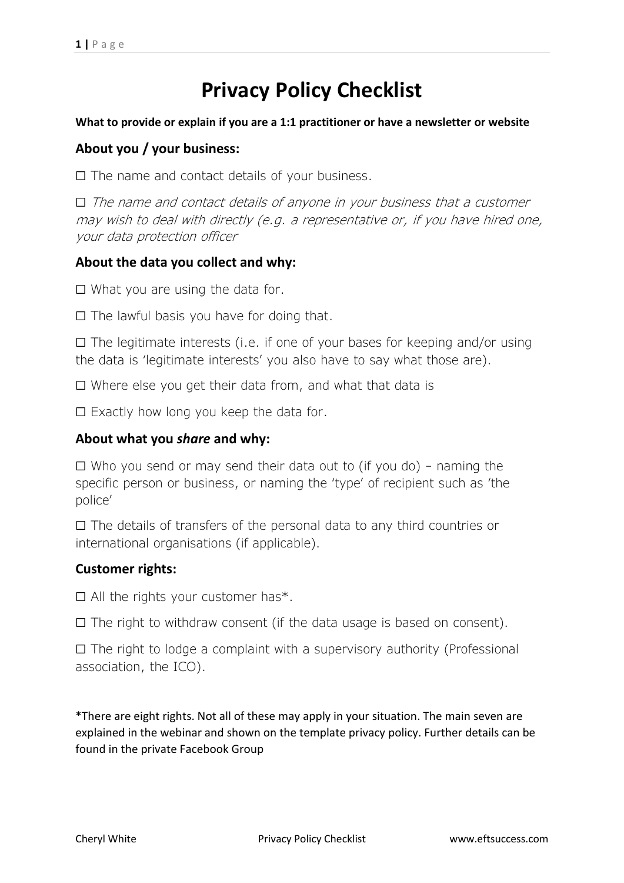# Privacy Policy Checklist

**What to provide or explain if you are a 1:1 practitioner or have a newsletter or website**

## About you / your business:

☐ The name and contact details of your business.

☐ *The name and contact details of anyone in your business that a customer may wish to deal with directly (e.g. a representative or, if you have hired one, your data protection officer*

## About the data you collect and why:

☐ What you are using the data for.

☐ The lawful basis you have for doing that.

☐ The legitimate interests (i.e. if one of your bases for keeping and/or using the data is 'legitimate interests' you also have to say what those are).

☐ Where else you get their data from, and what that data is

☐ Exactly how long you keep the data for.

## About what you ***share*** and why:

☐ Who you send or may send their data out to (if you do) – naming the specific person or business, or naming the 'type' of recipient such as 'the police'

☐ The details of transfers of the personal data to any third countries or international organisations (if applicable).

## Customer rights:

☐ All the rights your customer has*.

☐ The right to withdraw consent (if the data usage is based on consent).

☐ The right to lodge a complaint with a supervisory authority (Professional association, the ICO).

*There are eight rights. Not all of these may apply in your situation. The main seven are explained in the webinar and shown on the template privacy policy. Further details can be found in the private Facebook Group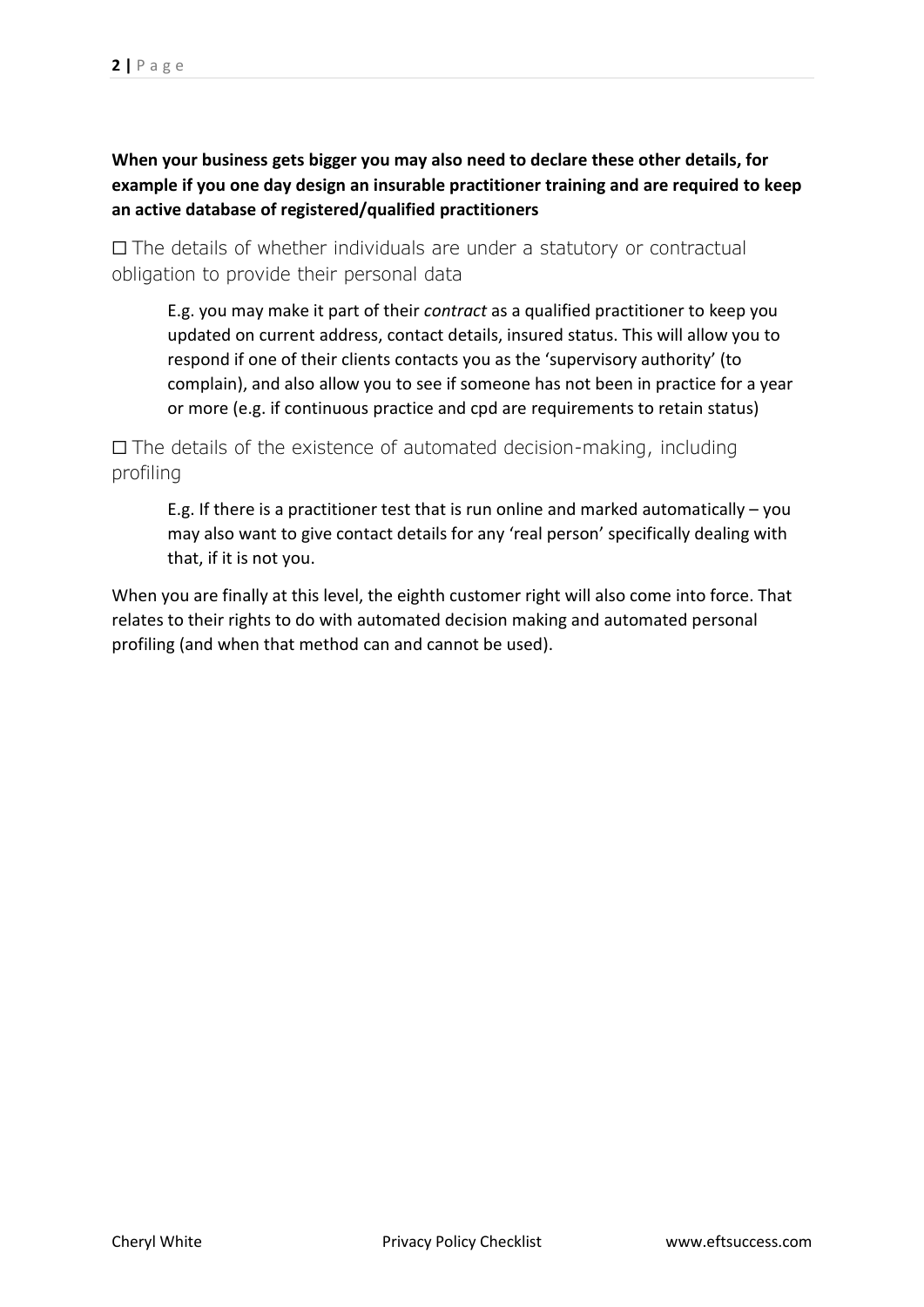**When your business gets bigger you may also need to declare these other details, for example if you one day design an insurable practitioner training and are required to keep an active database of registered/qualified practitioners**

☐ The details of whether individuals are under a statutory or contractual obligation to provide their personal data

> E.g. you may make it part of their *contract* as a qualified practitioner to keep you updated on current address, contact details, insured status. This will allow you to respond if one of their clients contacts you as the 'supervisory authority' (to complain), and also allow you to see if someone has not been in practice for a year or more (e.g. if continuous practice and cpd are requirements to retain status)

☐ The details of the existence of automated decision-making, including profiling

> E.g. If there is a practitioner test that is run online and marked automatically – you may also want to give contact details for any 'real person' specifically dealing with that, if it is not you.

When you are finally at this level, the eighth customer right will also come into force. That relates to their rights to do with automated decision making and automated personal profiling (and when that method can and cannot be used).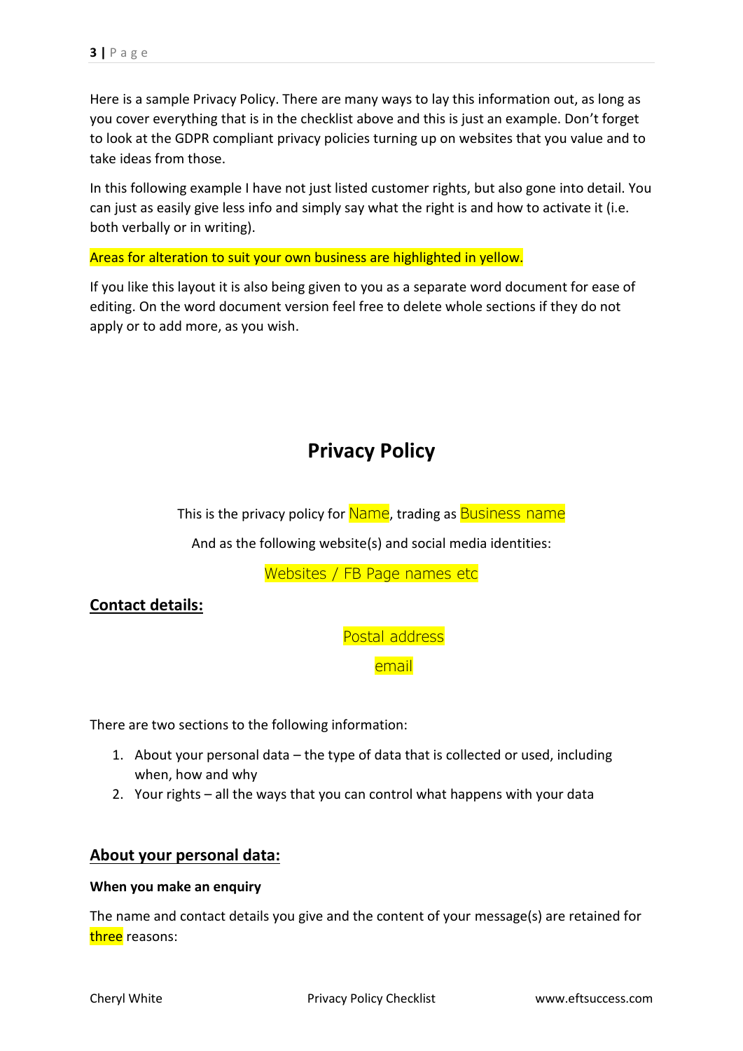Here is a sample Privacy Policy. There are many ways to lay this information out, as long as you cover everything that is in the checklist above and this is just an example. Don't forget to look at the GDPR compliant privacy policies turning up on websites that you value and to take ideas from those.

In this following example I have not just listed customer rights, but also gone into detail. You can just as easily give less info and simply say what the right is and how to activate it (i.e. both verbally or in writing).

Areas for alteration to suit your own business are highlighted in yellow.

If you like this layout it is also being given to you as a separate word document for ease of editing. On the word document version feel free to delete whole sections if they do not apply or to add more, as you wish.

# Privacy Policy

This is the privacy policy for Name, trading as Business name

And as the following website(s) and social media identities:

Websites / FB Page names etc

## Contact details:

Postal address

email

There are two sections to the following information:

1. About your personal data – the type of data that is collected or used, including when, how and why
2. Your rights – all the ways that you can control what happens with your data

## About your personal data:

**When you make an enquiry**

The name and contact details you give and the content of your message(s) are retained for three reasons: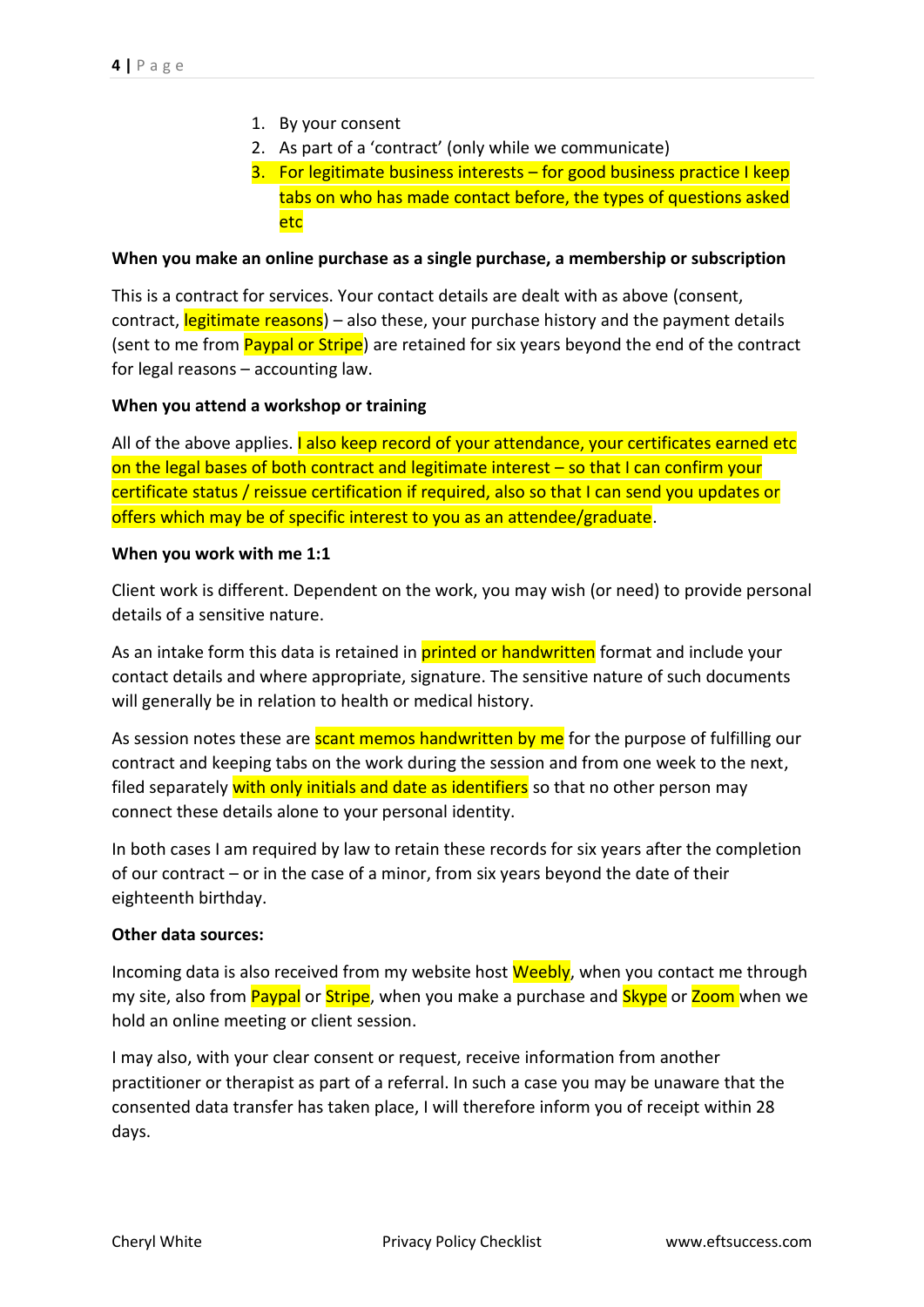1. By your consent
2. As part of a ‘contract’ (only while we communicate)
3. For legitimate business interests – for good business practice I keep tabs on who has made contact before, the types of questions asked etc

**When you make an online purchase as a single purchase, a membership or subscription**

This is a contract for services. Your contact details are dealt with as above (consent, contract, legitimate reasons) – also these, your purchase history and the payment details (sent to me from Paypal or Stripe) are retained for six years beyond the end of the contract for legal reasons – accounting law.

**When you attend a workshop or training**

All of the above applies. I also keep record of your attendance, your certificates earned etc on the legal bases of both contract and legitimate interest – so that I can confirm your certificate status / reissue certification if required, also so that I can send you updates or offers which may be of specific interest to you as an attendee/graduate.

**When you work with me 1:1**

Client work is different. Dependent on the work, you may wish (or need) to provide personal details of a sensitive nature.

As an intake form this data is retained in printed or handwritten format and include your contact details and where appropriate, signature. The sensitive nature of such documents will generally be in relation to health or medical history.

As session notes these are scant memos handwritten by me for the purpose of fulfilling our contract and keeping tabs on the work during the session and from one week to the next, filed separately with only initials and date as identifiers so that no other person may connect these details alone to your personal identity.

In both cases I am required by law to retain these records for six years after the completion of our contract – or in the case of a minor, from six years beyond the date of their eighteenth birthday.

**Other data sources:**

Incoming data is also received from my website host Weebly, when you contact me through my site, also from Paypal or Stripe, when you make a purchase and Skype or Zoom when we hold an online meeting or client session.

I may also, with your clear consent or request, receive information from another practitioner or therapist as part of a referral. In such a case you may be unaware that the consented data transfer has taken place, I will therefore inform you of receipt within 28 days.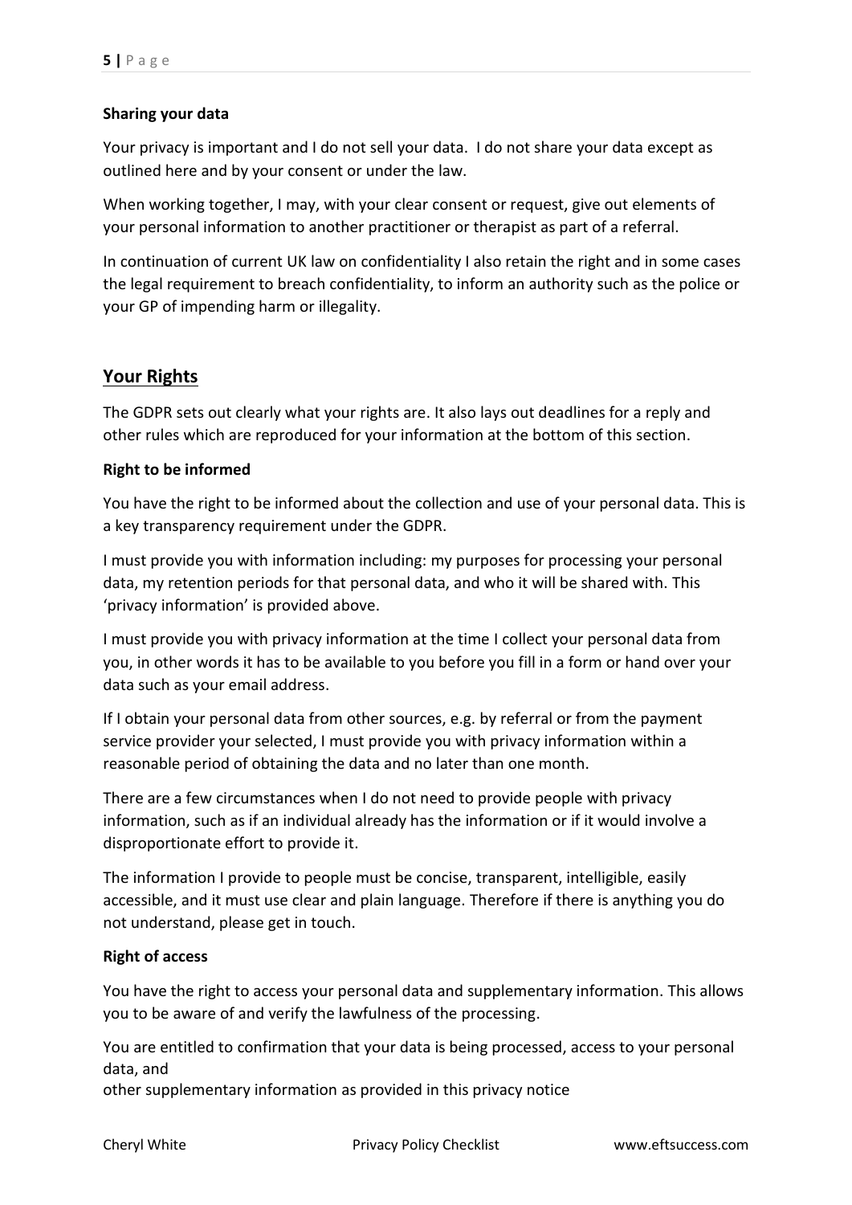**Sharing your data**

Your privacy is important and I do not sell your data. I do not share your data except as outlined here and by your consent or under the law.

When working together, I may, with your clear consent or request, give out elements of your personal information to another practitioner or therapist as part of a referral.

In continuation of current UK law on confidentiality I also retain the right and in some cases the legal requirement to breach confidentiality, to inform an authority such as the police or your GP of impending harm or illegality.

## Your Rights

The GDPR sets out clearly what your rights are. It also lays out deadlines for a reply and other rules which are reproduced for your information at the bottom of this section.

**Right to be informed**

You have the right to be informed about the collection and use of your personal data. This is a key transparency requirement under the GDPR.

I must provide you with information including: my purposes for processing your personal data, my retention periods for that personal data, and who it will be shared with. This 'privacy information' is provided above.

I must provide you with privacy information at the time I collect your personal data from you, in other words it has to be available to you before you fill in a form or hand over your data such as your email address.

If I obtain your personal data from other sources, e.g. by referral or from the payment service provider your selected, I must provide you with privacy information within a reasonable period of obtaining the data and no later than one month.

There are a few circumstances when I do not need to provide people with privacy information, such as if an individual already has the information or if it would involve a disproportionate effort to provide it.

The information I provide to people must be concise, transparent, intelligible, easily accessible, and it must use clear and plain language. Therefore if there is anything you do not understand, please get in touch.

**Right of access**

You have the right to access your personal data and supplementary information. This allows you to be aware of and verify the lawfulness of the processing.

You are entitled to confirmation that your data is being processed, access to your personal data, and
other supplementary information as provided in this privacy notice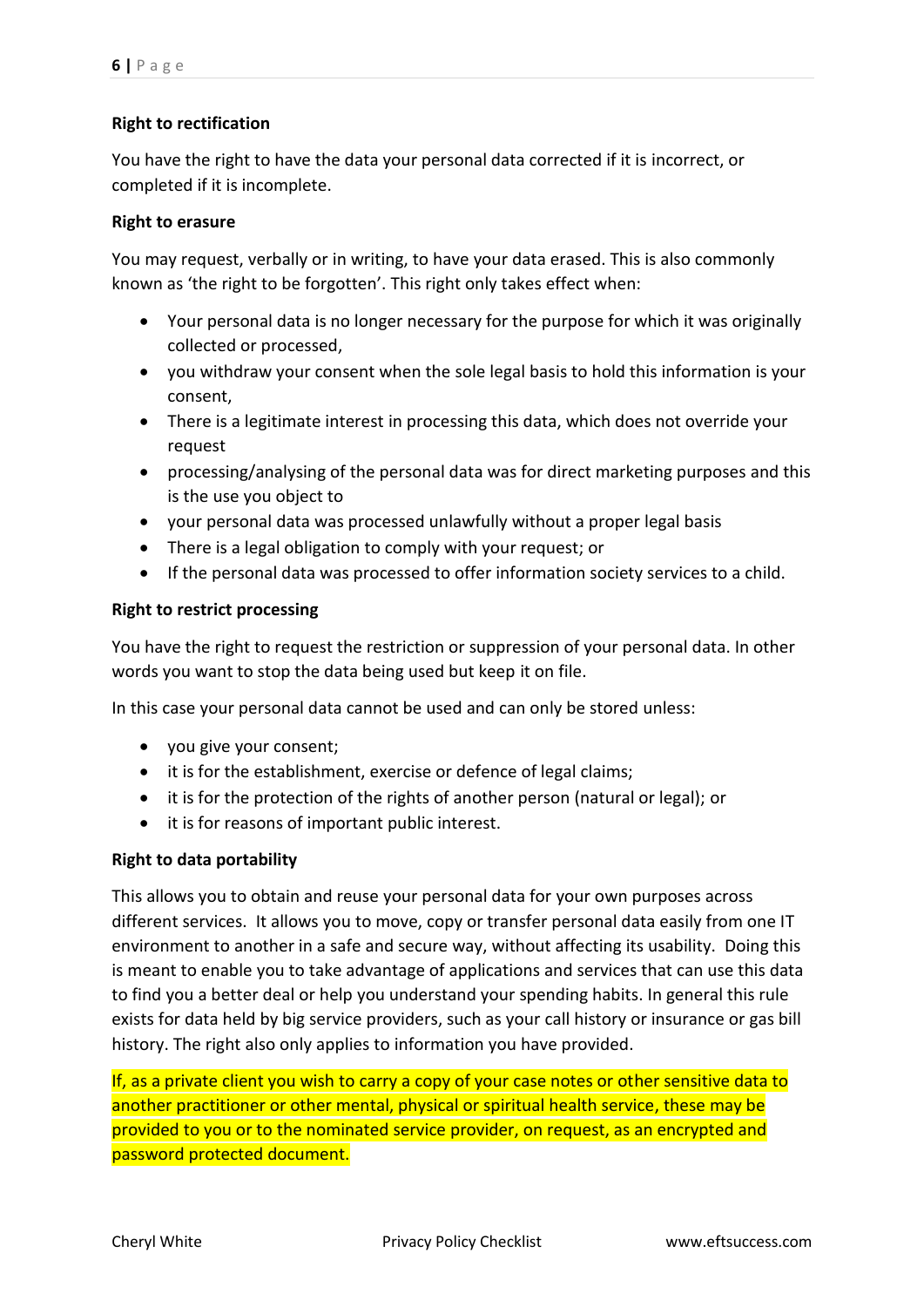**Right to rectification**

You have the right to have the data your personal data corrected if it is incorrect, or completed if it is incomplete.

**Right to erasure**

You may request, verbally or in writing, to have your data erased. This is also commonly known as 'the right to be forgotten'. This right only takes effect when:

- Your personal data is no longer necessary for the purpose for which it was originally collected or processed,
- you withdraw your consent when the sole legal basis to hold this information is your consent,
- There is a legitimate interest in processing this data, which does not override your request
- processing/analysing of the personal data was for direct marketing purposes and this is the use you object to
- your personal data was processed unlawfully without a proper legal basis
- There is a legal obligation to comply with your request; or
- If the personal data was processed to offer information society services to a child.

**Right to restrict processing**

You have the right to request the restriction or suppression of your personal data. In other words you want to stop the data being used but keep it on file.

In this case your personal data cannot be used and can only be stored unless:

- you give your consent;
- it is for the establishment, exercise or defence of legal claims;
- it is for the protection of the rights of another person (natural or legal); or
- it is for reasons of important public interest.

**Right to data portability**

This allows you to obtain and reuse your personal data for your own purposes across different services. It allows you to move, copy or transfer personal data easily from one IT environment to another in a safe and secure way, without affecting its usability. Doing this is meant to enable you to take advantage of applications and services that can use this data to find you a better deal or help you understand your spending habits. In general this rule exists for data held by big service providers, such as your call history or insurance or gas bill history. The right also only applies to information you have provided.

If, as a private client you wish to carry a copy of your case notes or other sensitive data to another practitioner or other mental, physical or spiritual health service, these may be provided to you or to the nominated service provider, on request, as an encrypted and password protected document.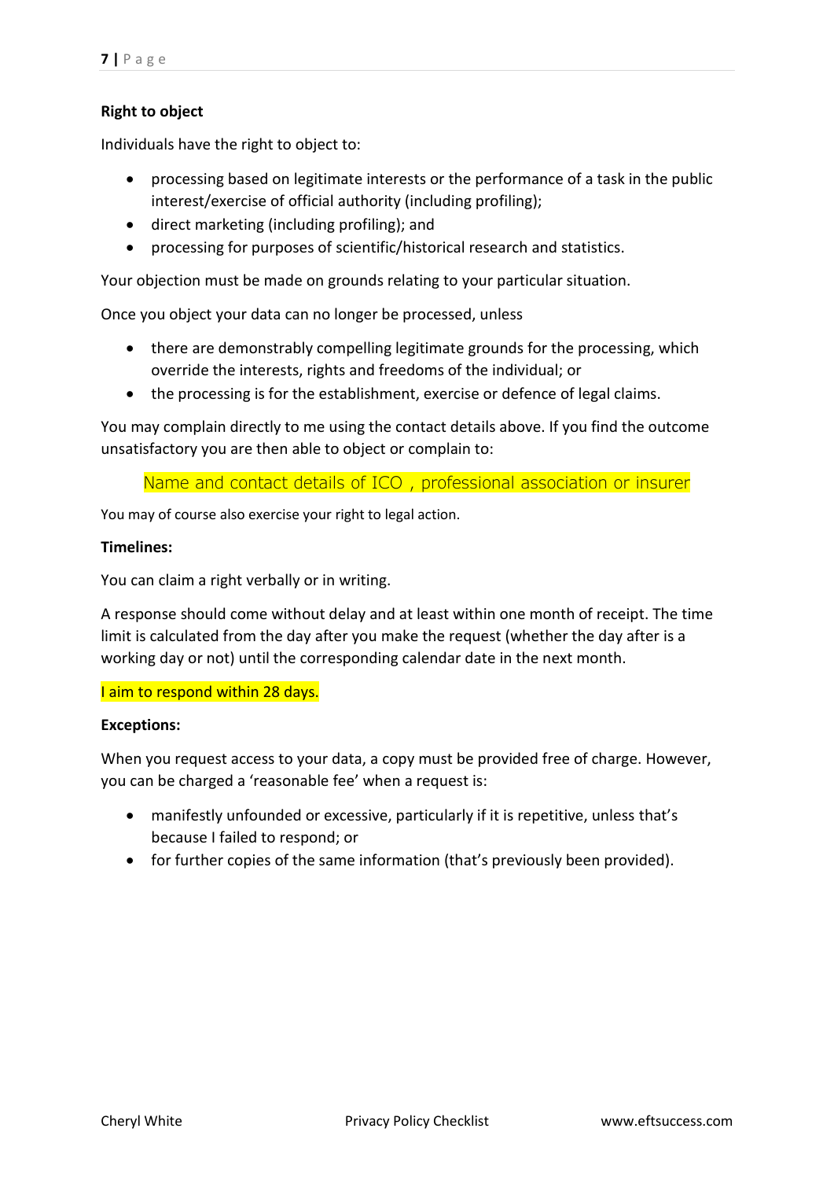**Right to object**

Individuals have the right to object to:

- processing based on legitimate interests or the performance of a task in the public interest/exercise of official authority (including profiling);
- direct marketing (including profiling); and
- processing for purposes of scientific/historical research and statistics.

Your objection must be made on grounds relating to your particular situation.

Once you object your data can no longer be processed, unless

- there are demonstrably compelling legitimate grounds for the processing, which override the interests, rights and freedoms of the individual; or
- the processing is for the establishment, exercise or defence of legal claims.

You may complain directly to me using the contact details above. If you find the outcome unsatisfactory you are then able to object or complain to:

Name and contact details of ICO , professional association or insurer

You may of course also exercise your right to legal action.

**Timelines:**

You can claim a right verbally or in writing.

A response should come without delay and at least within one month of receipt. The time limit is calculated from the day after you make the request (whether the day after is a working day or not) until the corresponding calendar date in the next month.

I aim to respond within 28 days.

**Exceptions:**

When you request access to your data, a copy must be provided free of charge. However, you can be charged a 'reasonable fee' when a request is:

- manifestly unfounded or excessive, particularly if it is repetitive, unless that's because I failed to respond; or
- for further copies of the same information (that's previously been provided).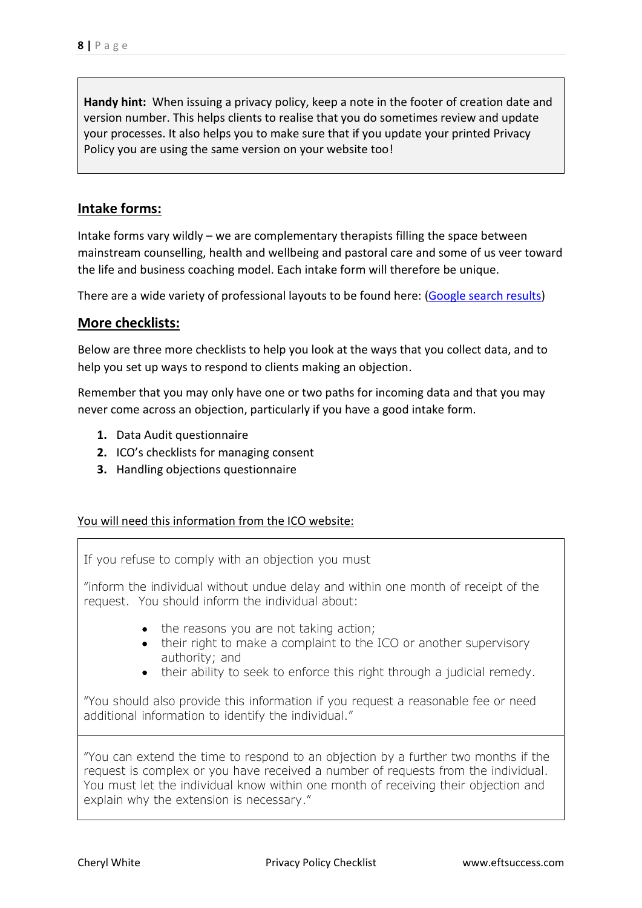**Handy hint:** When issuing a privacy policy, keep a note in the footer of creation date and version number. This helps clients to realise that you do sometimes review and update your processes. It also helps you to make sure that if you update your printed Privacy Policy you are using the same version on your website too!

## Intake forms:

Intake forms vary wildly – we are complementary therapists filling the space between mainstream counselling, health and wellbeing and pastoral care and some of us veer toward the life and business coaching model. Each intake form will therefore be unique.

There are a wide variety of professional layouts to be found here: (Google search results)

## More checklists:

Below are three more checklists to help you look at the ways that you collect data, and to help you set up ways to respond to clients making an objection.

Remember that you may only have one or two paths for incoming data and that you may never come across an objection, particularly if you have a good intake form.

1. Data Audit questionnaire
2. ICO's checklists for managing consent
3. Handling objections questionnaire

You will need this information from the ICO website:

> If you refuse to comply with an objection you must
>
> "inform the individual without undue delay and within one month of receipt of the request. You should inform the individual about:
>
> - the reasons you are not taking action;
> - their right to make a complaint to the ICO or another supervisory authority; and
> - their ability to seek to enforce this right through a judicial remedy.
>
> "You should also provide this information if you request a reasonable fee or need additional information to identify the individual."

> "You can extend the time to respond to an objection by a further two months if the request is complex or you have received a number of requests from the individual. You must let the individual know within one month of receiving their objection and explain why the extension is necessary."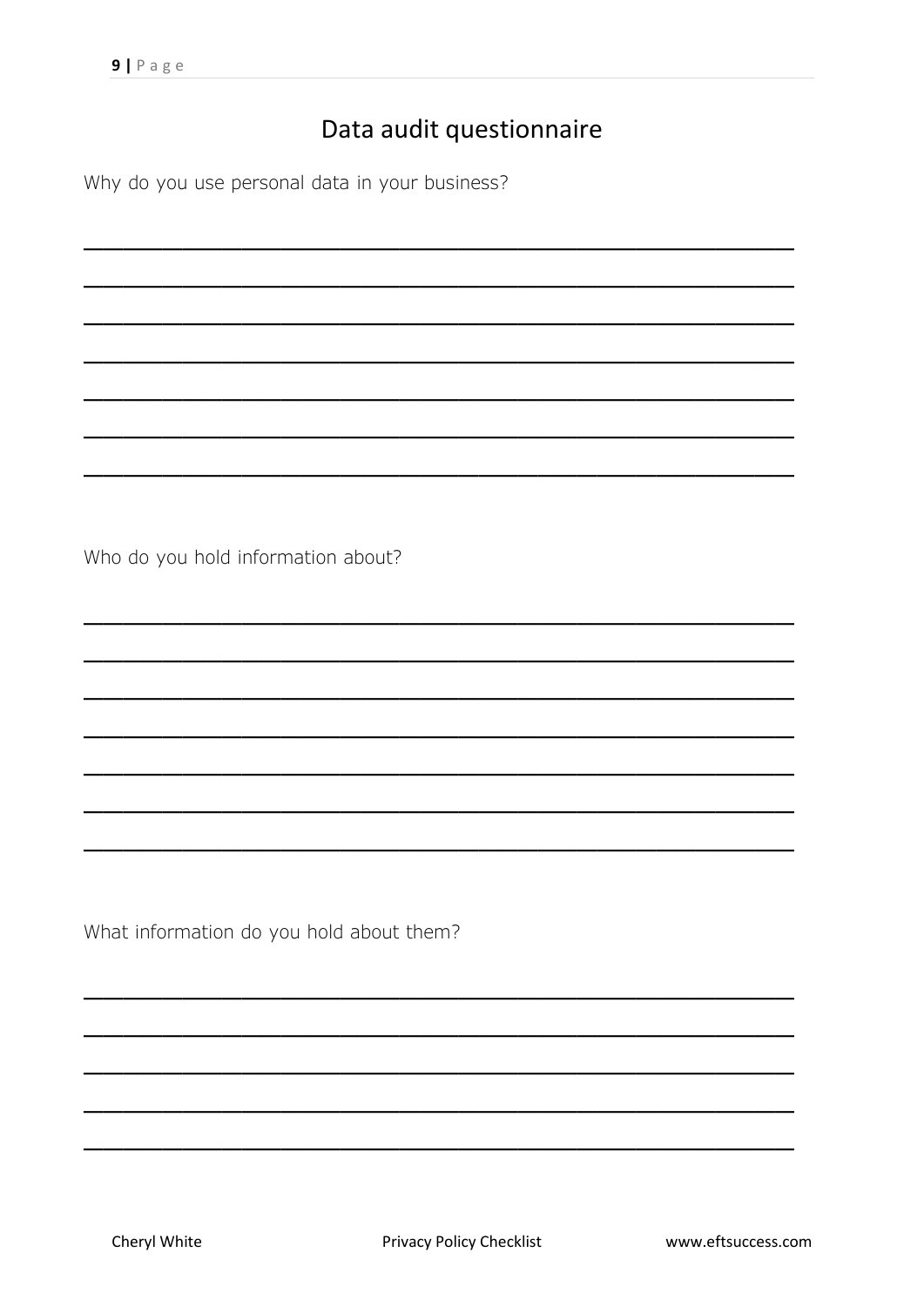# Data audit questionnaire

Why do you use personal data in your business?

\_\_\_\_\_\_\_\_\_\_\_\_\_\_\_\_\_\_\_\_\_\_\_\_\_\_\_\_\_\_\_\_\_\_\_\_\_\_\_\_\_\_\_\_\_\_\_\_\_\_\_\_\_\_\_\_\_\_\_\_\_\_

\_\_\_\_\_\_\_\_\_\_\_\_\_\_\_\_\_\_\_\_\_\_\_\_\_\_\_\_\_\_\_\_\_\_\_\_\_\_\_\_\_\_\_\_\_\_\_\_\_\_\_\_\_\_\_\_\_\_\_\_\_\_

\_\_\_\_\_\_\_\_\_\_\_\_\_\_\_\_\_\_\_\_\_\_\_\_\_\_\_\_\_\_\_\_\_\_\_\_\_\_\_\_\_\_\_\_\_\_\_\_\_\_\_\_\_\_\_\_\_\_\_\_\_\_

\_\_\_\_\_\_\_\_\_\_\_\_\_\_\_\_\_\_\_\_\_\_\_\_\_\_\_\_\_\_\_\_\_\_\_\_\_\_\_\_\_\_\_\_\_\_\_\_\_\_\_\_\_\_\_\_\_\_\_\_\_\_

\_\_\_\_\_\_\_\_\_\_\_\_\_\_\_\_\_\_\_\_\_\_\_\_\_\_\_\_\_\_\_\_\_\_\_\_\_\_\_\_\_\_\_\_\_\_\_\_\_\_\_\_\_\_\_\_\_\_\_\_\_\_

\_\_\_\_\_\_\_\_\_\_\_\_\_\_\_\_\_\_\_\_\_\_\_\_\_\_\_\_\_\_\_\_\_\_\_\_\_\_\_\_\_\_\_\_\_\_\_\_\_\_\_\_\_\_\_\_\_\_\_\_\_\_

\_\_\_\_\_\_\_\_\_\_\_\_\_\_\_\_\_\_\_\_\_\_\_\_\_\_\_\_\_\_\_\_\_\_\_\_\_\_\_\_\_\_\_\_\_\_\_\_\_\_\_\_\_\_\_\_\_\_\_\_\_\_

Who do you hold information about?

\_\_\_\_\_\_\_\_\_\_\_\_\_\_\_\_\_\_\_\_\_\_\_\_\_\_\_\_\_\_\_\_\_\_\_\_\_\_\_\_\_\_\_\_\_\_\_\_\_\_\_\_\_\_\_\_\_\_\_\_\_\_

\_\_\_\_\_\_\_\_\_\_\_\_\_\_\_\_\_\_\_\_\_\_\_\_\_\_\_\_\_\_\_\_\_\_\_\_\_\_\_\_\_\_\_\_\_\_\_\_\_\_\_\_\_\_\_\_\_\_\_\_\_\_

\_\_\_\_\_\_\_\_\_\_\_\_\_\_\_\_\_\_\_\_\_\_\_\_\_\_\_\_\_\_\_\_\_\_\_\_\_\_\_\_\_\_\_\_\_\_\_\_\_\_\_\_\_\_\_\_\_\_\_\_\_\_

\_\_\_\_\_\_\_\_\_\_\_\_\_\_\_\_\_\_\_\_\_\_\_\_\_\_\_\_\_\_\_\_\_\_\_\_\_\_\_\_\_\_\_\_\_\_\_\_\_\_\_\_\_\_\_\_\_\_\_\_\_\_

\_\_\_\_\_\_\_\_\_\_\_\_\_\_\_\_\_\_\_\_\_\_\_\_\_\_\_\_\_\_\_\_\_\_\_\_\_\_\_\_\_\_\_\_\_\_\_\_\_\_\_\_\_\_\_\_\_\_\_\_\_\_

\_\_\_\_\_\_\_\_\_\_\_\_\_\_\_\_\_\_\_\_\_\_\_\_\_\_\_\_\_\_\_\_\_\_\_\_\_\_\_\_\_\_\_\_\_\_\_\_\_\_\_\_\_\_\_\_\_\_\_\_\_\_

\_\_\_\_\_\_\_\_\_\_\_\_\_\_\_\_\_\_\_\_\_\_\_\_\_\_\_\_\_\_\_\_\_\_\_\_\_\_\_\_\_\_\_\_\_\_\_\_\_\_\_\_\_\_\_\_\_\_\_\_\_\_

What information do you hold about them?

\_\_\_\_\_\_\_\_\_\_\_\_\_\_\_\_\_\_\_\_\_\_\_\_\_\_\_\_\_\_\_\_\_\_\_\_\_\_\_\_\_\_\_\_\_\_\_\_\_\_\_\_\_\_\_\_\_\_\_\_\_\_

\_\_\_\_\_\_\_\_\_\_\_\_\_\_\_\_\_\_\_\_\_\_\_\_\_\_\_\_\_\_\_\_\_\_\_\_\_\_\_\_\_\_\_\_\_\_\_\_\_\_\_\_\_\_\_\_\_\_\_\_\_\_

\_\_\_\_\_\_\_\_\_\_\_\_\_\_\_\_\_\_\_\_\_\_\_\_\_\_\_\_\_\_\_\_\_\_\_\_\_\_\_\_\_\_\_\_\_\_\_\_\_\_\_\_\_\_\_\_\_\_\_\_\_\_

\_\_\_\_\_\_\_\_\_\_\_\_\_\_\_\_\_\_\_\_\_\_\_\_\_\_\_\_\_\_\_\_\_\_\_\_\_\_\_\_\_\_\_\_\_\_\_\_\_\_\_\_\_\_\_\_\_\_\_\_\_\_

\_\_\_\_\_\_\_\_\_\_\_\_\_\_\_\_\_\_\_\_\_\_\_\_\_\_\_\_\_\_\_\_\_\_\_\_\_\_\_\_\_\_\_\_\_\_\_\_\_\_\_\_\_\_\_\_\_\_\_\_\_\_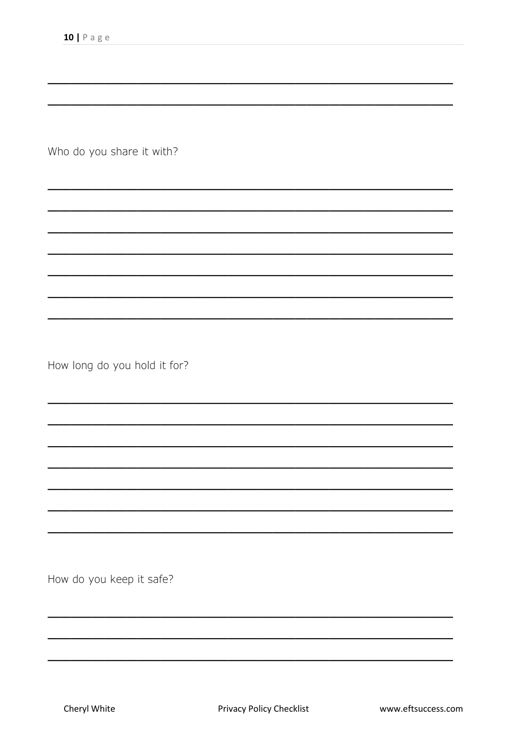\_\_\_\_\_\_\_\_\_\_\_\_\_\_\_\_\_\_\_\_\_\_\_\_\_\_\_\_\_\_\_\_\_\_\_\_\_\_\_\_\_\_\_\_\_\_\_\_\_\_\_\_\_\_\_\_\_\_

\_\_\_\_\_\_\_\_\_\_\_\_\_\_\_\_\_\_\_\_\_\_\_\_\_\_\_\_\_\_\_\_\_\_\_\_\_\_\_\_\_\_\_\_\_\_\_\_\_\_\_\_\_\_\_\_\_\_

Who do you share it with?

\_\_\_\_\_\_\_\_\_\_\_\_\_\_\_\_\_\_\_\_\_\_\_\_\_\_\_\_\_\_\_\_\_\_\_\_\_\_\_\_\_\_\_\_\_\_\_\_\_\_\_\_\_\_\_\_\_\_

\_\_\_\_\_\_\_\_\_\_\_\_\_\_\_\_\_\_\_\_\_\_\_\_\_\_\_\_\_\_\_\_\_\_\_\_\_\_\_\_\_\_\_\_\_\_\_\_\_\_\_\_\_\_\_\_\_\_

\_\_\_\_\_\_\_\_\_\_\_\_\_\_\_\_\_\_\_\_\_\_\_\_\_\_\_\_\_\_\_\_\_\_\_\_\_\_\_\_\_\_\_\_\_\_\_\_\_\_\_\_\_\_\_\_\_\_

\_\_\_\_\_\_\_\_\_\_\_\_\_\_\_\_\_\_\_\_\_\_\_\_\_\_\_\_\_\_\_\_\_\_\_\_\_\_\_\_\_\_\_\_\_\_\_\_\_\_\_\_\_\_\_\_\_\_

\_\_\_\_\_\_\_\_\_\_\_\_\_\_\_\_\_\_\_\_\_\_\_\_\_\_\_\_\_\_\_\_\_\_\_\_\_\_\_\_\_\_\_\_\_\_\_\_\_\_\_\_\_\_\_\_\_\_

\_\_\_\_\_\_\_\_\_\_\_\_\_\_\_\_\_\_\_\_\_\_\_\_\_\_\_\_\_\_\_\_\_\_\_\_\_\_\_\_\_\_\_\_\_\_\_\_\_\_\_\_\_\_\_\_\_\_

\_\_\_\_\_\_\_\_\_\_\_\_\_\_\_\_\_\_\_\_\_\_\_\_\_\_\_\_\_\_\_\_\_\_\_\_\_\_\_\_\_\_\_\_\_\_\_\_\_\_\_\_\_\_\_\_\_\_

How long do you hold it for?

\_\_\_\_\_\_\_\_\_\_\_\_\_\_\_\_\_\_\_\_\_\_\_\_\_\_\_\_\_\_\_\_\_\_\_\_\_\_\_\_\_\_\_\_\_\_\_\_\_\_\_\_\_\_\_\_\_\_

\_\_\_\_\_\_\_\_\_\_\_\_\_\_\_\_\_\_\_\_\_\_\_\_\_\_\_\_\_\_\_\_\_\_\_\_\_\_\_\_\_\_\_\_\_\_\_\_\_\_\_\_\_\_\_\_\_\_

\_\_\_\_\_\_\_\_\_\_\_\_\_\_\_\_\_\_\_\_\_\_\_\_\_\_\_\_\_\_\_\_\_\_\_\_\_\_\_\_\_\_\_\_\_\_\_\_\_\_\_\_\_\_\_\_\_\_

\_\_\_\_\_\_\_\_\_\_\_\_\_\_\_\_\_\_\_\_\_\_\_\_\_\_\_\_\_\_\_\_\_\_\_\_\_\_\_\_\_\_\_\_\_\_\_\_\_\_\_\_\_\_\_\_\_\_

\_\_\_\_\_\_\_\_\_\_\_\_\_\_\_\_\_\_\_\_\_\_\_\_\_\_\_\_\_\_\_\_\_\_\_\_\_\_\_\_\_\_\_\_\_\_\_\_\_\_\_\_\_\_\_\_\_\_

\_\_\_\_\_\_\_\_\_\_\_\_\_\_\_\_\_\_\_\_\_\_\_\_\_\_\_\_\_\_\_\_\_\_\_\_\_\_\_\_\_\_\_\_\_\_\_\_\_\_\_\_\_\_\_\_\_\_

\_\_\_\_\_\_\_\_\_\_\_\_\_\_\_\_\_\_\_\_\_\_\_\_\_\_\_\_\_\_\_\_\_\_\_\_\_\_\_\_\_\_\_\_\_\_\_\_\_\_\_\_\_\_\_\_\_\_

How do you keep it safe?

\_\_\_\_\_\_\_\_\_\_\_\_\_\_\_\_\_\_\_\_\_\_\_\_\_\_\_\_\_\_\_\_\_\_\_\_\_\_\_\_\_\_\_\_\_\_\_\_\_\_\_\_\_\_\_\_\_\_

\_\_\_\_\_\_\_\_\_\_\_\_\_\_\_\_\_\_\_\_\_\_\_\_\_\_\_\_\_\_\_\_\_\_\_\_\_\_\_\_\_\_\_\_\_\_\_\_\_\_\_\_\_\_\_\_\_\_

\_\_\_\_\_\_\_\_\_\_\_\_\_\_\_\_\_\_\_\_\_\_\_\_\_\_\_\_\_\_\_\_\_\_\_\_\_\_\_\_\_\_\_\_\_\_\_\_\_\_\_\_\_\_\_\_\_\_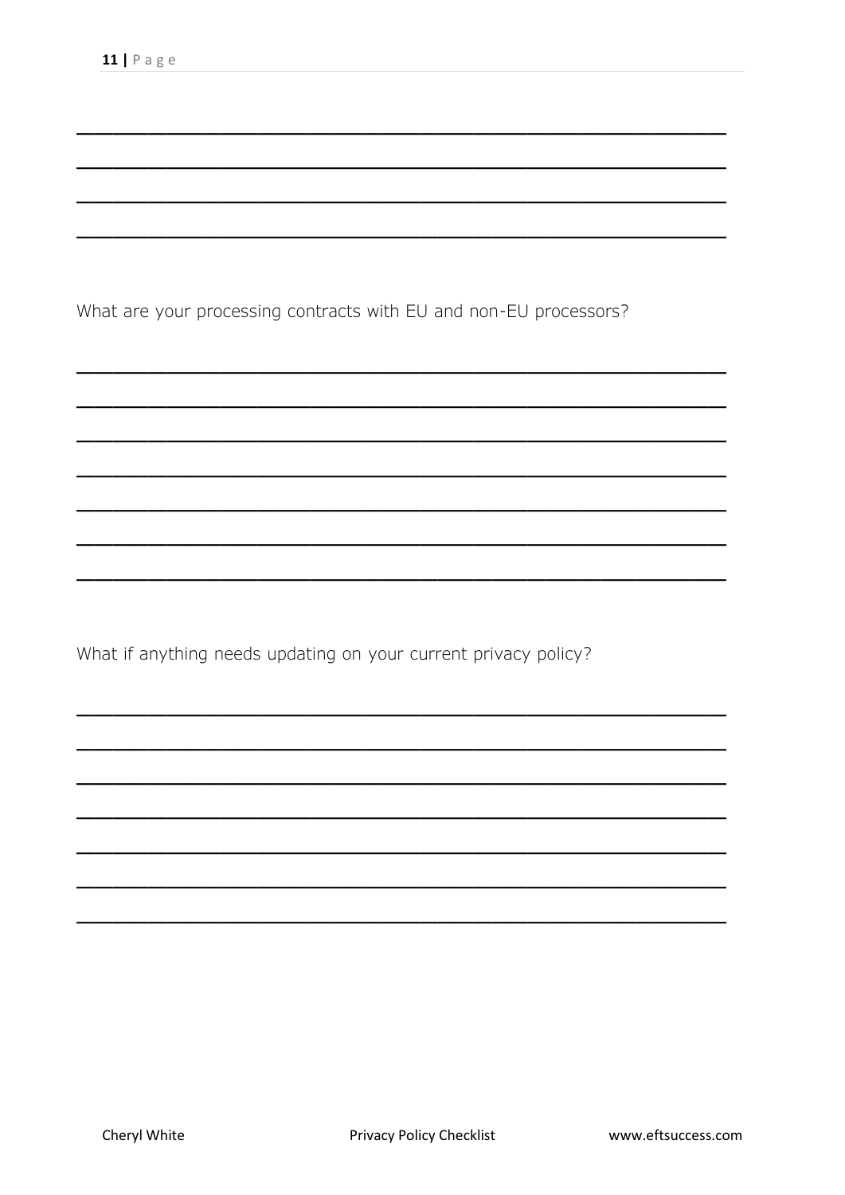\_\_\_\_\_\_\_\_\_\_\_\_\_\_\_\_\_\_\_\_\_\_\_\_\_\_\_\_\_\_\_\_\_\_\_\_\_\_\_\_\_\_\_\_\_\_\_\_\_\_\_\_\_\_

\_\_\_\_\_\_\_\_\_\_\_\_\_\_\_\_\_\_\_\_\_\_\_\_\_\_\_\_\_\_\_\_\_\_\_\_\_\_\_\_\_\_\_\_\_\_\_\_\_\_\_\_\_\_

\_\_\_\_\_\_\_\_\_\_\_\_\_\_\_\_\_\_\_\_\_\_\_\_\_\_\_\_\_\_\_\_\_\_\_\_\_\_\_\_\_\_\_\_\_\_\_\_\_\_\_\_\_\_

\_\_\_\_\_\_\_\_\_\_\_\_\_\_\_\_\_\_\_\_\_\_\_\_\_\_\_\_\_\_\_\_\_\_\_\_\_\_\_\_\_\_\_\_\_\_\_\_\_\_\_\_\_\_

What are your processing contracts with EU and non-EU processors?

\_\_\_\_\_\_\_\_\_\_\_\_\_\_\_\_\_\_\_\_\_\_\_\_\_\_\_\_\_\_\_\_\_\_\_\_\_\_\_\_\_\_\_\_\_\_\_\_\_\_\_\_\_\_

\_\_\_\_\_\_\_\_\_\_\_\_\_\_\_\_\_\_\_\_\_\_\_\_\_\_\_\_\_\_\_\_\_\_\_\_\_\_\_\_\_\_\_\_\_\_\_\_\_\_\_\_\_\_

\_\_\_\_\_\_\_\_\_\_\_\_\_\_\_\_\_\_\_\_\_\_\_\_\_\_\_\_\_\_\_\_\_\_\_\_\_\_\_\_\_\_\_\_\_\_\_\_\_\_\_\_\_\_

\_\_\_\_\_\_\_\_\_\_\_\_\_\_\_\_\_\_\_\_\_\_\_\_\_\_\_\_\_\_\_\_\_\_\_\_\_\_\_\_\_\_\_\_\_\_\_\_\_\_\_\_\_\_

\_\_\_\_\_\_\_\_\_\_\_\_\_\_\_\_\_\_\_\_\_\_\_\_\_\_\_\_\_\_\_\_\_\_\_\_\_\_\_\_\_\_\_\_\_\_\_\_\_\_\_\_\_\_

\_\_\_\_\_\_\_\_\_\_\_\_\_\_\_\_\_\_\_\_\_\_\_\_\_\_\_\_\_\_\_\_\_\_\_\_\_\_\_\_\_\_\_\_\_\_\_\_\_\_\_\_\_\_

\_\_\_\_\_\_\_\_\_\_\_\_\_\_\_\_\_\_\_\_\_\_\_\_\_\_\_\_\_\_\_\_\_\_\_\_\_\_\_\_\_\_\_\_\_\_\_\_\_\_\_\_\_\_

What if anything needs updating on your current privacy policy?

\_\_\_\_\_\_\_\_\_\_\_\_\_\_\_\_\_\_\_\_\_\_\_\_\_\_\_\_\_\_\_\_\_\_\_\_\_\_\_\_\_\_\_\_\_\_\_\_\_\_\_\_\_\_

\_\_\_\_\_\_\_\_\_\_\_\_\_\_\_\_\_\_\_\_\_\_\_\_\_\_\_\_\_\_\_\_\_\_\_\_\_\_\_\_\_\_\_\_\_\_\_\_\_\_\_\_\_\_

\_\_\_\_\_\_\_\_\_\_\_\_\_\_\_\_\_\_\_\_\_\_\_\_\_\_\_\_\_\_\_\_\_\_\_\_\_\_\_\_\_\_\_\_\_\_\_\_\_\_\_\_\_\_

\_\_\_\_\_\_\_\_\_\_\_\_\_\_\_\_\_\_\_\_\_\_\_\_\_\_\_\_\_\_\_\_\_\_\_\_\_\_\_\_\_\_\_\_\_\_\_\_\_\_\_\_\_\_

\_\_\_\_\_\_\_\_\_\_\_\_\_\_\_\_\_\_\_\_\_\_\_\_\_\_\_\_\_\_\_\_\_\_\_\_\_\_\_\_\_\_\_\_\_\_\_\_\_\_\_\_\_\_

\_\_\_\_\_\_\_\_\_\_\_\_\_\_\_\_\_\_\_\_\_\_\_\_\_\_\_\_\_\_\_\_\_\_\_\_\_\_\_\_\_\_\_\_\_\_\_\_\_\_\_\_\_\_

\_\_\_\_\_\_\_\_\_\_\_\_\_\_\_\_\_\_\_\_\_\_\_\_\_\_\_\_\_\_\_\_\_\_\_\_\_\_\_\_\_\_\_\_\_\_\_\_\_\_\_\_\_\_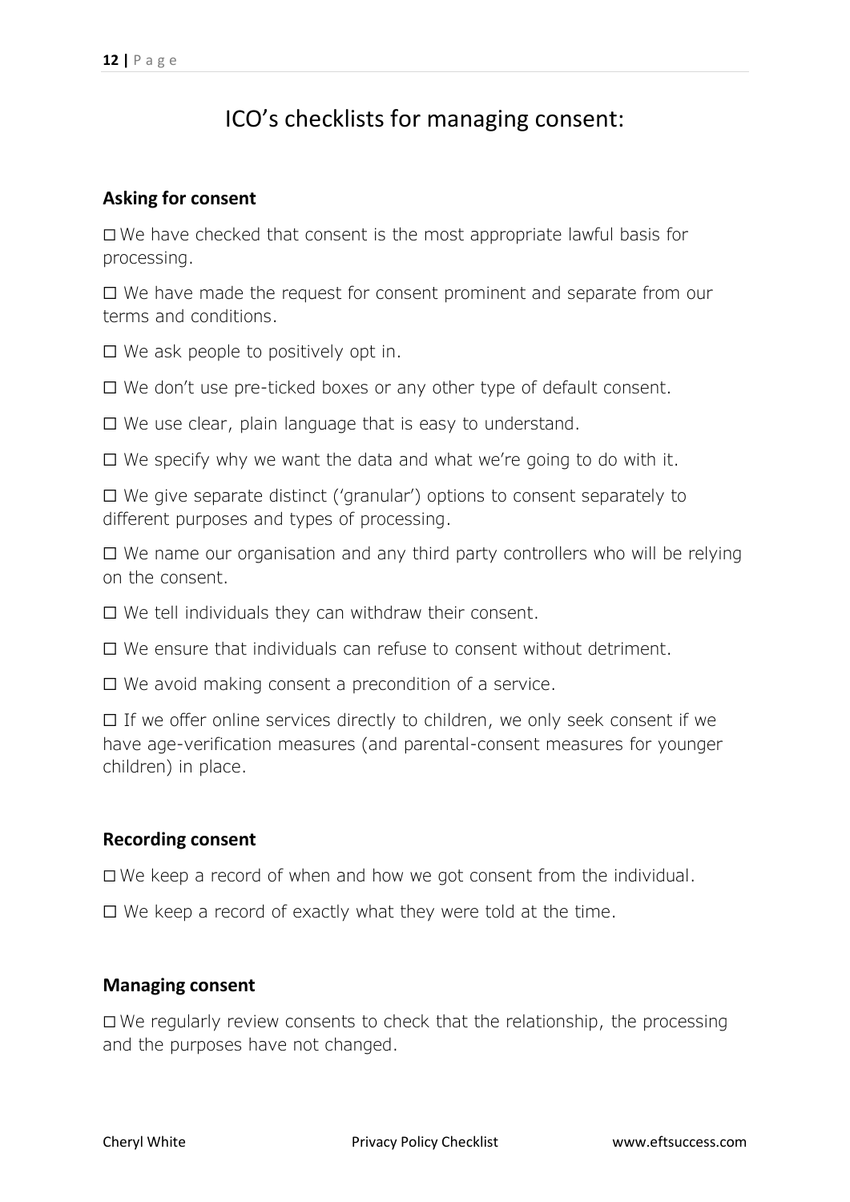# ICO's checklists for managing consent:

**Asking for consent**

☐ We have checked that consent is the most appropriate lawful basis for processing.

☐ We have made the request for consent prominent and separate from our terms and conditions.

☐ We ask people to positively opt in.

☐ We don't use pre-ticked boxes or any other type of default consent.

☐ We use clear, plain language that is easy to understand.

☐ We specify why we want the data and what we're going to do with it.

☐ We give separate distinct ('granular') options to consent separately to different purposes and types of processing.

☐ We name our organisation and any third party controllers who will be relying on the consent.

☐ We tell individuals they can withdraw their consent.

☐ We ensure that individuals can refuse to consent without detriment.

☐ We avoid making consent a precondition of a service.

☐ If we offer online services directly to children, we only seek consent if we have age-verification measures (and parental-consent measures for younger children) in place.

**Recording consent**

☐ We keep a record of when and how we got consent from the individual.

☐ We keep a record of exactly what they were told at the time.

**Managing consent**

☐ We regularly review consents to check that the relationship, the processing and the purposes have not changed.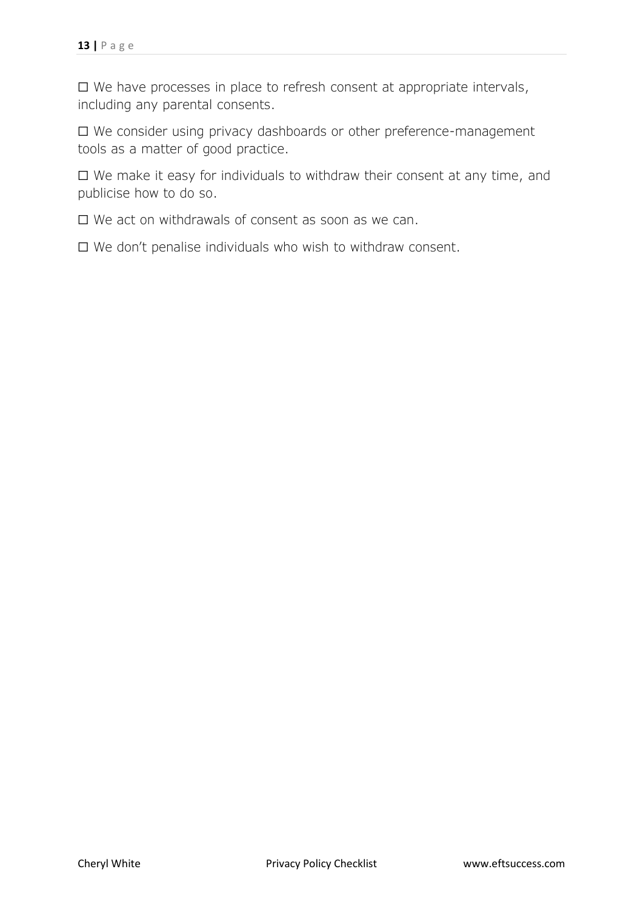☐ We have processes in place to refresh consent at appropriate intervals, including any parental consents.

☐ We consider using privacy dashboards or other preference-management tools as a matter of good practice.

☐ We make it easy for individuals to withdraw their consent at any time, and publicise how to do so.

☐ We act on withdrawals of consent as soon as we can.

☐ We don't penalise individuals who wish to withdraw consent.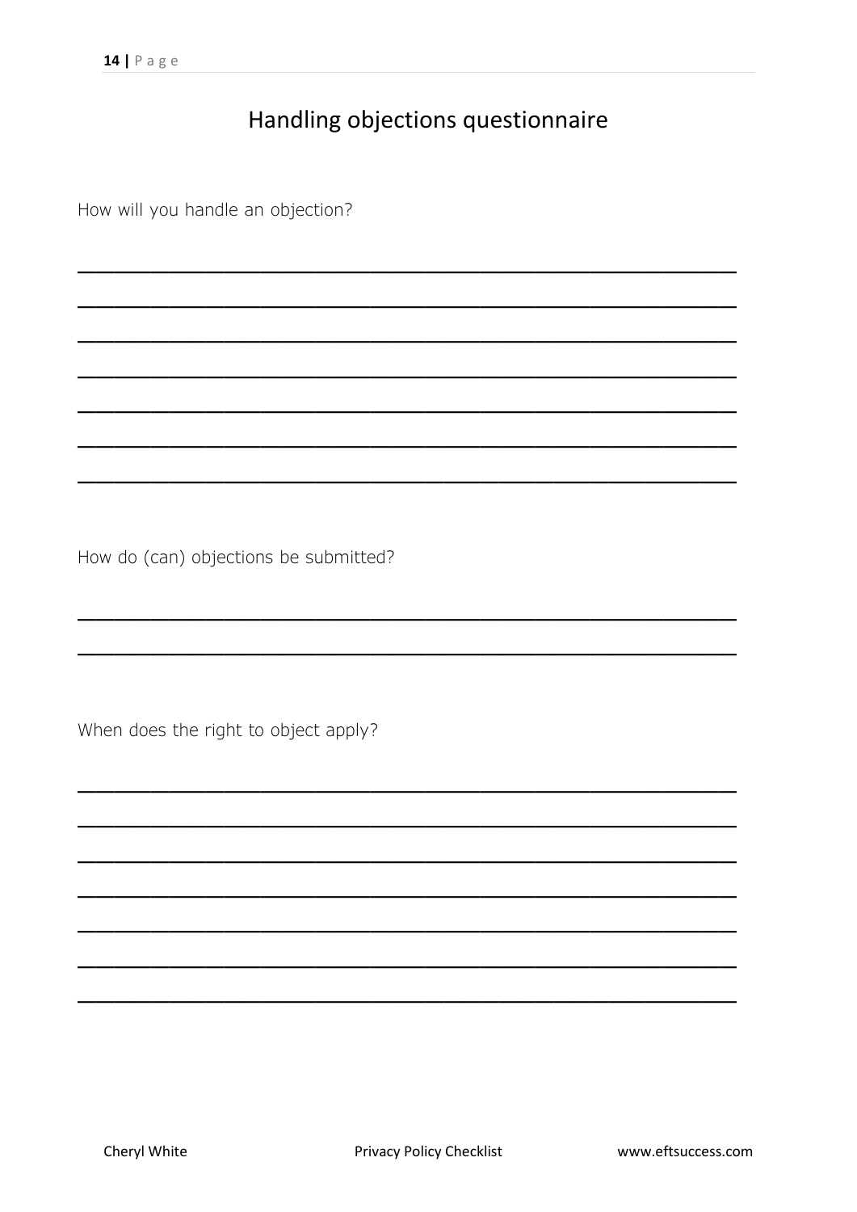# Handling objections questionnaire

How will you handle an objection?

_______________________________________________________________

_______________________________________________________________

_______________________________________________________________

_______________________________________________________________

_______________________________________________________________

_______________________________________________________________

_______________________________________________________________

How do (can) objections be submitted?

_______________________________________________________________

_______________________________________________________________

When does the right to object apply?

_______________________________________________________________

_______________________________________________________________

_______________________________________________________________

_______________________________________________________________

_______________________________________________________________

_______________________________________________________________

_______________________________________________________________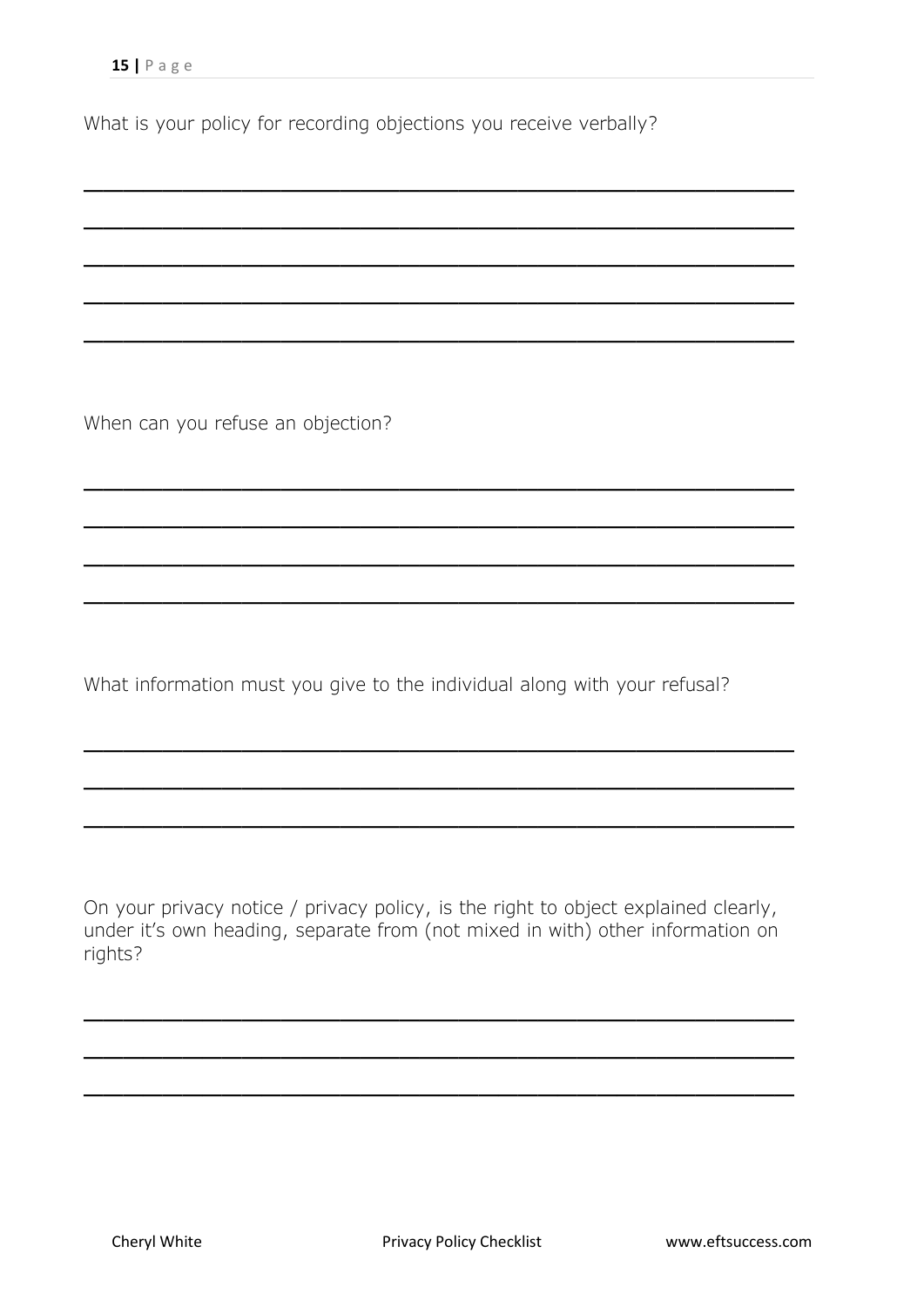What is your policy for recording objections you receive verbally?

\_\_\_\_\_\_\_\_\_\_\_\_\_\_\_\_\_\_\_\_\_\_\_\_\_\_\_\_\_\_\_\_\_\_\_\_\_\_\_\_\_\_\_\_\_\_\_\_\_\_\_\_\_\_\_\_\_\_

\_\_\_\_\_\_\_\_\_\_\_\_\_\_\_\_\_\_\_\_\_\_\_\_\_\_\_\_\_\_\_\_\_\_\_\_\_\_\_\_\_\_\_\_\_\_\_\_\_\_\_\_\_\_\_\_\_\_

\_\_\_\_\_\_\_\_\_\_\_\_\_\_\_\_\_\_\_\_\_\_\_\_\_\_\_\_\_\_\_\_\_\_\_\_\_\_\_\_\_\_\_\_\_\_\_\_\_\_\_\_\_\_\_\_\_\_

\_\_\_\_\_\_\_\_\_\_\_\_\_\_\_\_\_\_\_\_\_\_\_\_\_\_\_\_\_\_\_\_\_\_\_\_\_\_\_\_\_\_\_\_\_\_\_\_\_\_\_\_\_\_\_\_\_\_

\_\_\_\_\_\_\_\_\_\_\_\_\_\_\_\_\_\_\_\_\_\_\_\_\_\_\_\_\_\_\_\_\_\_\_\_\_\_\_\_\_\_\_\_\_\_\_\_\_\_\_\_\_\_\_\_\_\_

When can you refuse an objection?

\_\_\_\_\_\_\_\_\_\_\_\_\_\_\_\_\_\_\_\_\_\_\_\_\_\_\_\_\_\_\_\_\_\_\_\_\_\_\_\_\_\_\_\_\_\_\_\_\_\_\_\_\_\_\_\_\_\_

\_\_\_\_\_\_\_\_\_\_\_\_\_\_\_\_\_\_\_\_\_\_\_\_\_\_\_\_\_\_\_\_\_\_\_\_\_\_\_\_\_\_\_\_\_\_\_\_\_\_\_\_\_\_\_\_\_\_

\_\_\_\_\_\_\_\_\_\_\_\_\_\_\_\_\_\_\_\_\_\_\_\_\_\_\_\_\_\_\_\_\_\_\_\_\_\_\_\_\_\_\_\_\_\_\_\_\_\_\_\_\_\_\_\_\_\_

\_\_\_\_\_\_\_\_\_\_\_\_\_\_\_\_\_\_\_\_\_\_\_\_\_\_\_\_\_\_\_\_\_\_\_\_\_\_\_\_\_\_\_\_\_\_\_\_\_\_\_\_\_\_\_\_\_\_

What information must you give to the individual along with your refusal?

\_\_\_\_\_\_\_\_\_\_\_\_\_\_\_\_\_\_\_\_\_\_\_\_\_\_\_\_\_\_\_\_\_\_\_\_\_\_\_\_\_\_\_\_\_\_\_\_\_\_\_\_\_\_\_\_\_\_

\_\_\_\_\_\_\_\_\_\_\_\_\_\_\_\_\_\_\_\_\_\_\_\_\_\_\_\_\_\_\_\_\_\_\_\_\_\_\_\_\_\_\_\_\_\_\_\_\_\_\_\_\_\_\_\_\_\_

\_\_\_\_\_\_\_\_\_\_\_\_\_\_\_\_\_\_\_\_\_\_\_\_\_\_\_\_\_\_\_\_\_\_\_\_\_\_\_\_\_\_\_\_\_\_\_\_\_\_\_\_\_\_\_\_\_\_

On your privacy notice / privacy policy, is the right to object explained clearly, under it's own heading, separate from (not mixed in with) other information on rights?

\_\_\_\_\_\_\_\_\_\_\_\_\_\_\_\_\_\_\_\_\_\_\_\_\_\_\_\_\_\_\_\_\_\_\_\_\_\_\_\_\_\_\_\_\_\_\_\_\_\_\_\_\_\_\_\_\_\_

\_\_\_\_\_\_\_\_\_\_\_\_\_\_\_\_\_\_\_\_\_\_\_\_\_\_\_\_\_\_\_\_\_\_\_\_\_\_\_\_\_\_\_\_\_\_\_\_\_\_\_\_\_\_\_\_\_\_

\_\_\_\_\_\_\_\_\_\_\_\_\_\_\_\_\_\_\_\_\_\_\_\_\_\_\_\_\_\_\_\_\_\_\_\_\_\_\_\_\_\_\_\_\_\_\_\_\_\_\_\_\_\_\_\_\_\_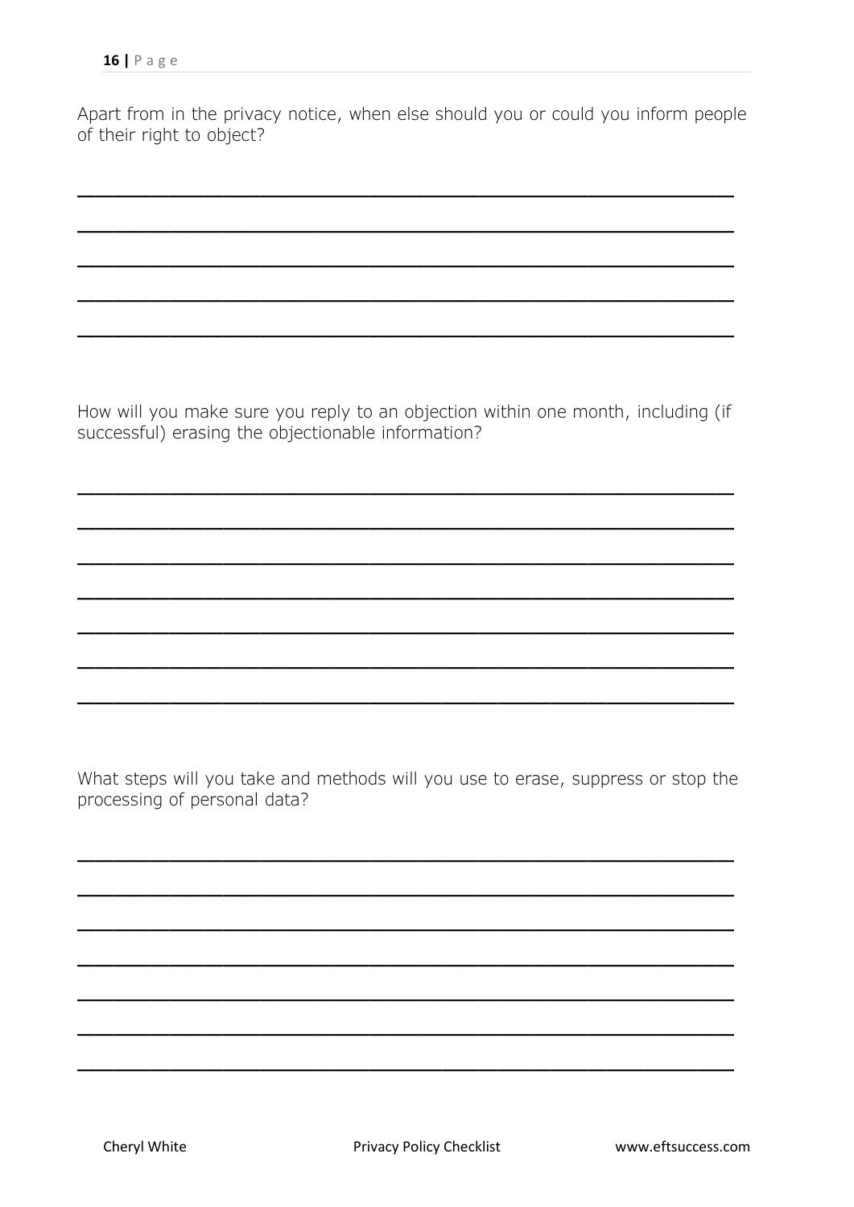Apart from in the privacy notice, when else should you or could you inform people of their right to object?

How will you make sure you reply to an objection within one month, including (if successful) erasing the objectionable information?

What steps will you take and methods will you use to erase, suppress or stop the processing of personal data?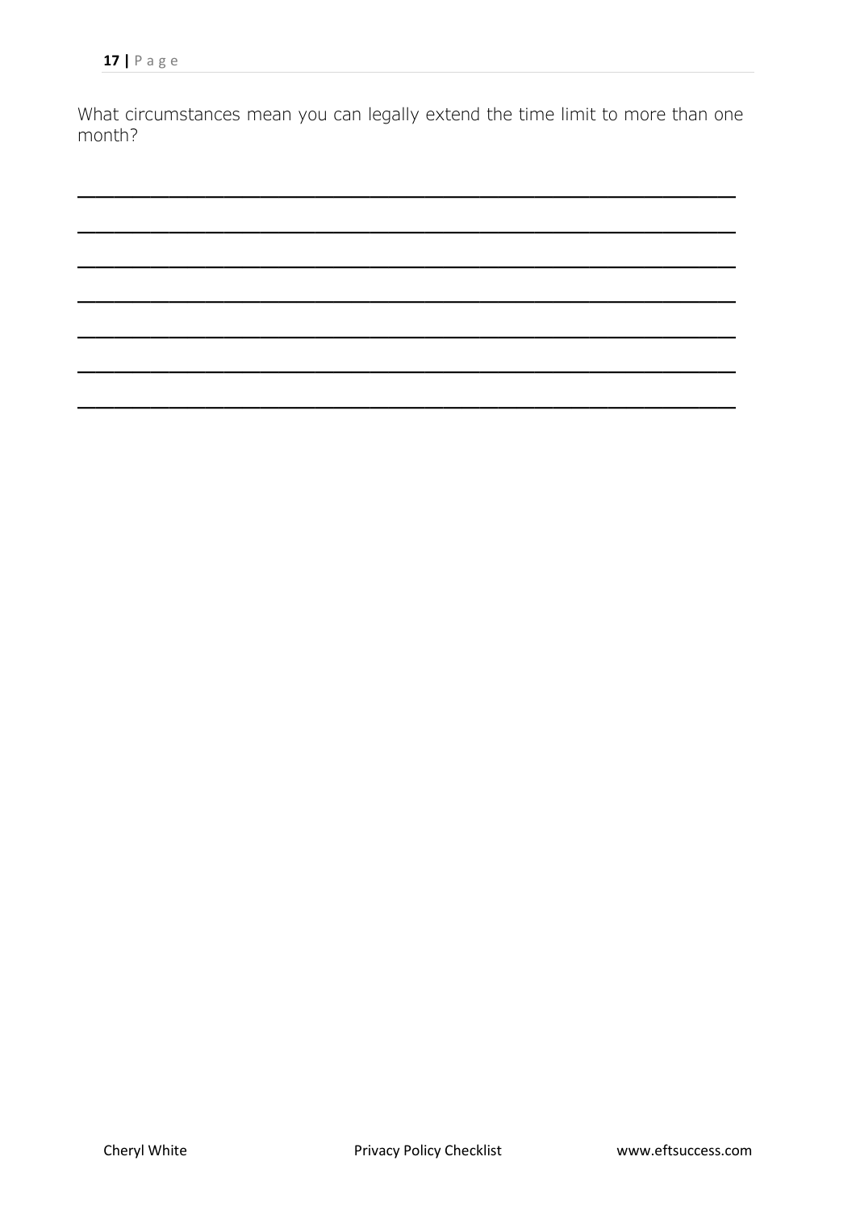What circumstances mean you can legally extend the time limit to more than one month?

\_\_\_\_\_\_\_\_\_\_\_\_\_\_\_\_\_\_\_\_\_\_\_\_\_\_\_\_\_\_\_\_\_\_\_\_\_\_\_\_\_\_\_\_\_\_\_\_\_\_\_\_\_\_\_\_\_\_\_\_

\_\_\_\_\_\_\_\_\_\_\_\_\_\_\_\_\_\_\_\_\_\_\_\_\_\_\_\_\_\_\_\_\_\_\_\_\_\_\_\_\_\_\_\_\_\_\_\_\_\_\_\_\_\_\_\_\_\_\_\_

\_\_\_\_\_\_\_\_\_\_\_\_\_\_\_\_\_\_\_\_\_\_\_\_\_\_\_\_\_\_\_\_\_\_\_\_\_\_\_\_\_\_\_\_\_\_\_\_\_\_\_\_\_\_\_\_\_\_\_\_

\_\_\_\_\_\_\_\_\_\_\_\_\_\_\_\_\_\_\_\_\_\_\_\_\_\_\_\_\_\_\_\_\_\_\_\_\_\_\_\_\_\_\_\_\_\_\_\_\_\_\_\_\_\_\_\_\_\_\_\_

\_\_\_\_\_\_\_\_\_\_\_\_\_\_\_\_\_\_\_\_\_\_\_\_\_\_\_\_\_\_\_\_\_\_\_\_\_\_\_\_\_\_\_\_\_\_\_\_\_\_\_\_\_\_\_\_\_\_\_\_

\_\_\_\_\_\_\_\_\_\_\_\_\_\_\_\_\_\_\_\_\_\_\_\_\_\_\_\_\_\_\_\_\_\_\_\_\_\_\_\_\_\_\_\_\_\_\_\_\_\_\_\_\_\_\_\_\_\_\_\_

\_\_\_\_\_\_\_\_\_\_\_\_\_\_\_\_\_\_\_\_\_\_\_\_\_\_\_\_\_\_\_\_\_\_\_\_\_\_\_\_\_\_\_\_\_\_\_\_\_\_\_\_\_\_\_\_\_\_\_\_